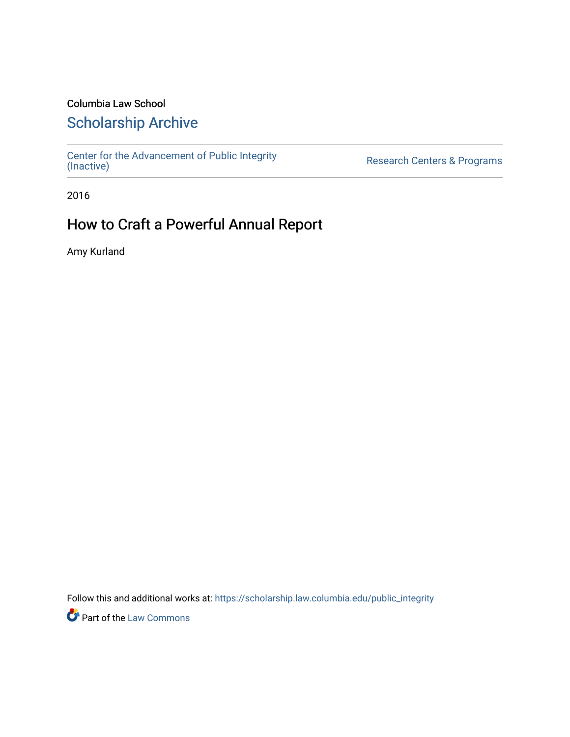Columbia Law School

# Scholarship Archive

Center for the Advancement of Public Integrity (Inactive)

Research Centers & Programs

2016

## How to Craft a Powerful Annual Report

Amy Kurland

Follow this and additional works at: https://scholarship.law.columbia.edu/public_integrity

Part of the Law Commons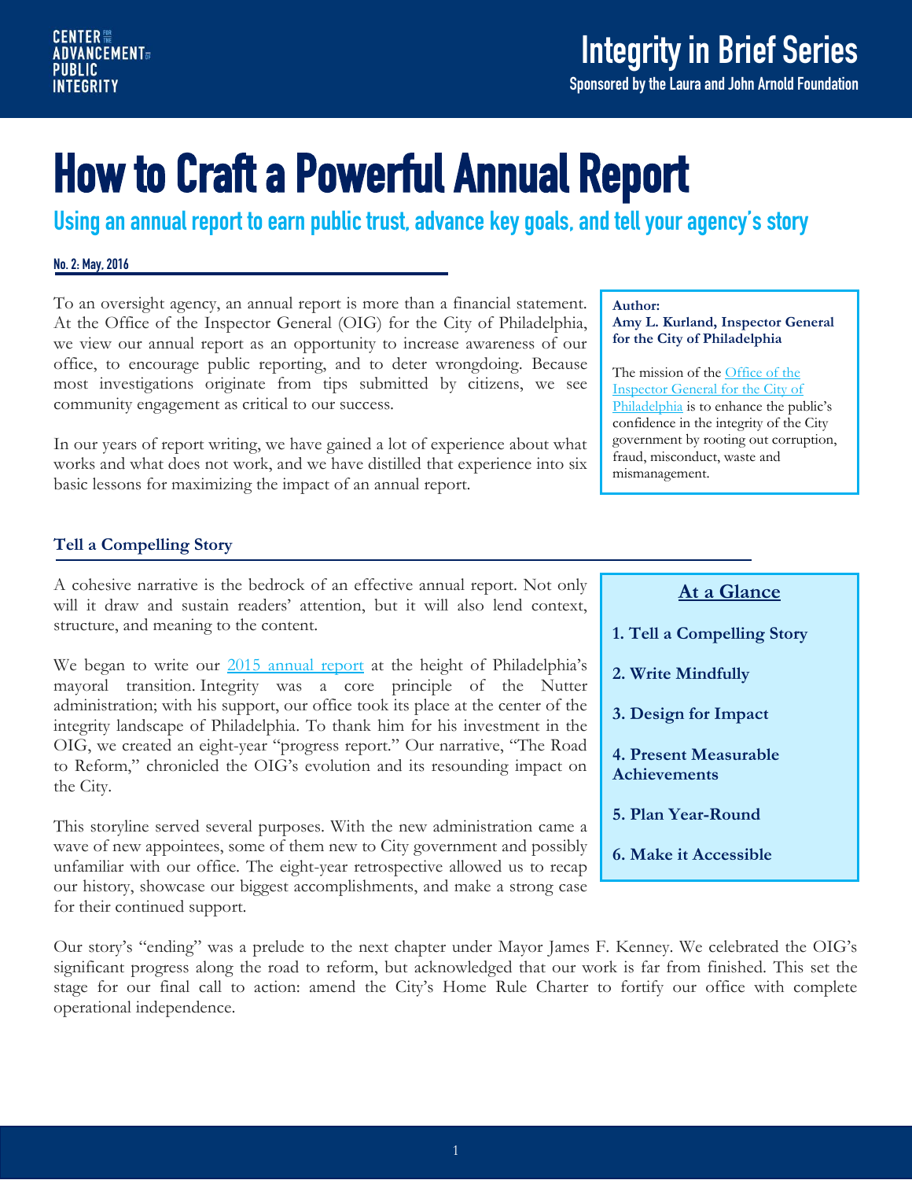# How to Craft a Powerful Annual Report

## Using an annual report to earn public trust, advance key goals, and tell your agency's story

**No. 2: May, 2016**

To an oversight agency, an annual report is more than a financial statement. At the Office of the Inspector General (OIG) for the City of Philadelphia, we view our annual report as an opportunity to increase awareness of our office, to encourage public reporting, and to deter wrongdoing. Because most investigations originate from tips submitted by citizens, we see community engagement as critical to our success.

In our years of report writing, we have gained a lot of experience about what works and what does not work, and we have distilled that experience into six basic lessons for maximizing the impact of an annual report.

**Author:**
**Amy L. Kurland, Inspector General for the City of Philadelphia**

The mission of the Office of the Inspector General for the City of Philadelphia is to enhance the public's confidence in the integrity of the City government by rooting out corruption, fraud, misconduct, waste and mismanagement.

### Tell a Compelling Story

A cohesive narrative is the bedrock of an effective annual report. Not only will it draw and sustain readers' attention, but it will also lend context, structure, and meaning to the content.

We began to write our 2015 annual report at the height of Philadelphia's mayoral transition. Integrity was a core principle of the Nutter administration; with his support, our office took its place at the center of the integrity landscape of Philadelphia. To thank him for his investment in the OIG, we created an eight-year "progress report." Our narrative, "The Road to Reform," chronicled the OIG's evolution and its resounding impact on the City.

This storyline served several purposes. With the new administration came a wave of new appointees, some of them new to City government and possibly unfamiliar with our office. The eight-year retrospective allowed us to recap our history, showcase our biggest accomplishments, and make a strong case for their continued support.

**At a Glance**

1. Tell a Compelling Story
2. Write Mindfully
3. Design for Impact
4. Present Measurable Achievements
5. Plan Year-Round
6. Make it Accessible

Our story's "ending" was a prelude to the next chapter under Mayor James F. Kenney. We celebrated the OIG's significant progress along the road to reform, but acknowledged that our work is far from finished. This set the stage for our final call to action: amend the City's Home Rule Charter to fortify our office with complete operational independence.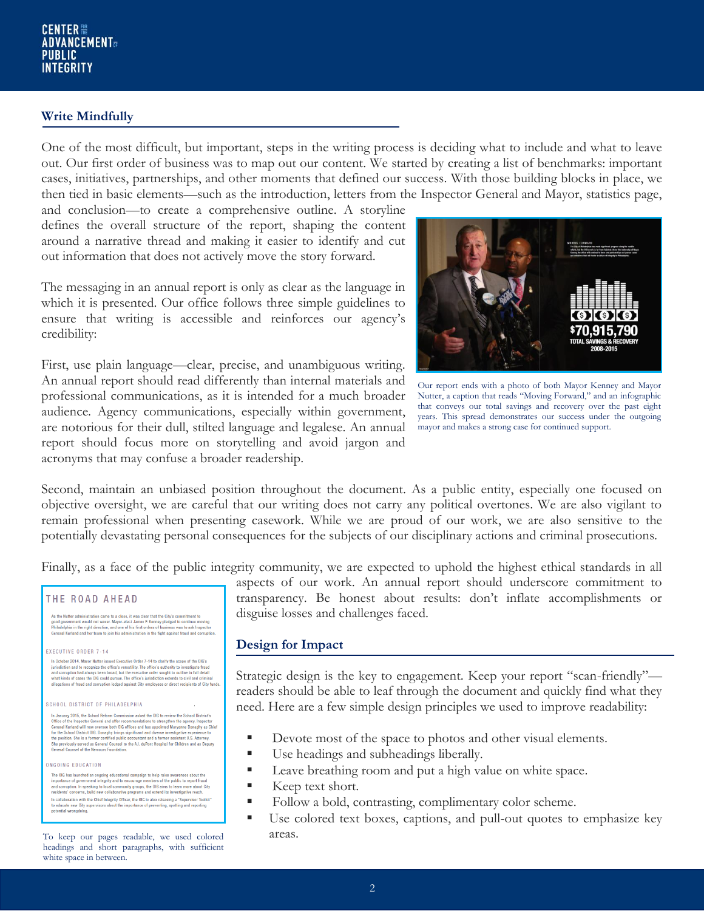## Write Mindfully

One of the most difficult, but important, steps in the writing process is deciding what to include and what to leave out. Our first order of business was to map out our content. We started by creating a list of benchmarks: important cases, initiatives, partnerships, and other moments that defined our success. With those building blocks in place, we then tied in basic elements—such as the introduction, letters from the Inspector General and Mayor, statistics page, and conclusion—to create a comprehensive outline. A storyline defines the overall structure of the report, shaping the content around a narrative thread and making it easier to identify and cut out information that does not actively move the story forward.

The messaging in an annual report is only as clear as the language in which it is presented. Our office follows three simple guidelines to ensure that writing is accessible and reinforces our agency's credibility:

First, use plain language—clear, precise, and unambiguous writing. An annual report should read differently than internal materials and professional communications, as it is intended for a much broader audience. Agency communications, especially within government, are notorious for their dull, stilted language and legalese. An annual report should focus more on storytelling and avoid jargon and acronyms that may confuse a broader readership.

Our report ends with a photo of both Mayor Kenney and Mayor Nutter, a caption that reads "Moving Forward," and an infographic that conveys our total savings and recovery over the past eight years. This spread demonstrates our success under the outgoing mayor and makes a strong case for continued support.

Second, maintain an unbiased position throughout the document. As a public entity, especially one focused on objective oversight, we are careful that our writing does not carry any political overtones. We are also vigilant to remain professional when presenting casework. While we are proud of our work, we are also sensitive to the potentially devastating personal consequences for the subjects of our disciplinary actions and criminal prosecutions.

Finally, as a face of the public integrity community, we are expected to uphold the highest ethical standards in all aspects of our work. An annual report should underscore commitment to transparency. Be honest about results: don't inflate accomplishments or disguise losses and challenges faced.

To keep our pages readable, we used colored headings and short paragraphs, with sufficient white space in between.

## Design for Impact

Strategic design is the key to engagement. Keep your report "scan-friendly"—readers should be able to leaf through the document and quickly find what they need. Here are a few simple design principles we used to improve readability:

- Devote most of the space to photos and other visual elements.
- Use headings and subheadings liberally.
- Leave breathing room and put a high value on white space.
- Keep text short.
- Follow a bold, contrasting, complimentary color scheme.
- Use colored text boxes, captions, and pull-out quotes to emphasize key areas.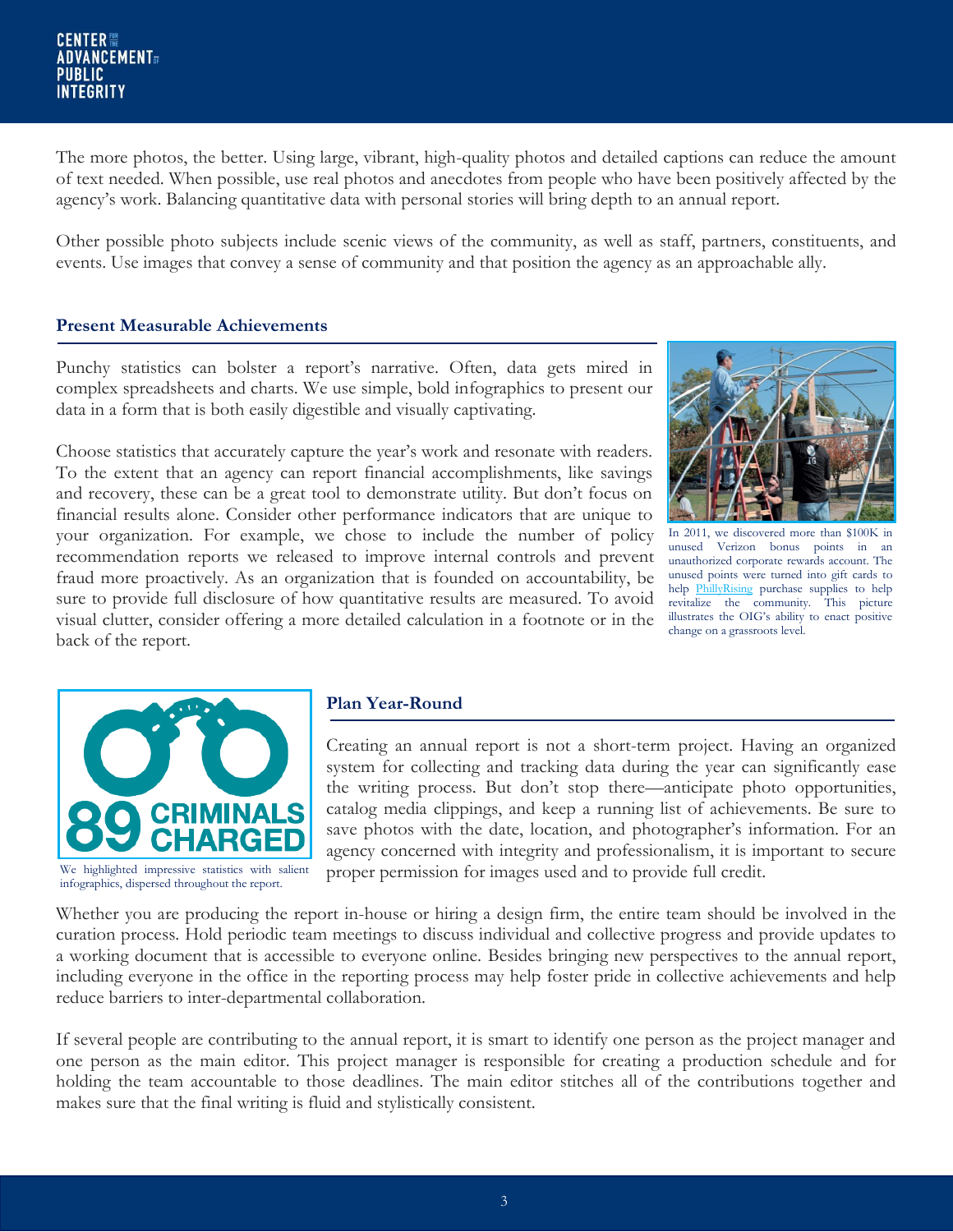The more photos, the better. Using large, vibrant, high-quality photos and detailed captions can reduce the amount of text needed. When possible, use real photos and anecdotes from people who have been positively affected by the agency's work. Balancing quantitative data with personal stories will bring depth to an annual report.

Other possible photo subjects include scenic views of the community, as well as staff, partners, constituents, and events. Use images that convey a sense of community and that position the agency as an approachable ally.

### Present Measurable Achievements

Punchy statistics can bolster a report's narrative. Often, data gets mired in complex spreadsheets and charts. We use simple, bold infographics to present our data in a form that is both easily digestible and visually captivating.

Choose statistics that accurately capture the year's work and resonate with readers. To the extent that an agency can report financial accomplishments, like savings and recovery, these can be a great tool to demonstrate utility. But don't focus on financial results alone. Consider other performance indicators that are unique to your organization. For example, we chose to include the number of policy recommendation reports we released to improve internal controls and prevent fraud more proactively. As an organization that is founded on accountability, be sure to provide full disclosure of how quantitative results are measured. To avoid visual clutter, consider offering a more detailed calculation in a footnote or in the back of the report.

In 2011, we discovered more than $100K in unused Verizon bonus points in an unauthorized corporate rewards account. The unused points were turned into gift cards to help PhillyRising purchase supplies to help revitalize the community. This picture illustrates the OIG's ability to enact positive change on a grassroots level.

89 CRIMINALS CHARGED

We highlighted impressive statistics with salient infographics, dispersed throughout the report.

### Plan Year-Round

Creating an annual report is not a short-term project. Having an organized system for collecting and tracking data during the year can significantly ease the writing process. But don't stop there—anticipate photo opportunities, catalog media clippings, and keep a running list of achievements. Be sure to save photos with the date, location, and photographer's information. For an agency concerned with integrity and professionalism, it is important to secure proper permission for images used and to provide full credit.

Whether you are producing the report in-house or hiring a design firm, the entire team should be involved in the curation process. Hold periodic team meetings to discuss individual and collective progress and provide updates to a working document that is accessible to everyone online. Besides bringing new perspectives to the annual report, including everyone in the office in the reporting process may help foster pride in collective achievements and help reduce barriers to inter-departmental collaboration.

If several people are contributing to the annual report, it is smart to identify one person as the project manager and one person as the main editor. This project manager is responsible for creating a production schedule and for holding the team accountable to those deadlines. The main editor stitches all of the contributions together and makes sure that the final writing is fluid and stylistically consistent.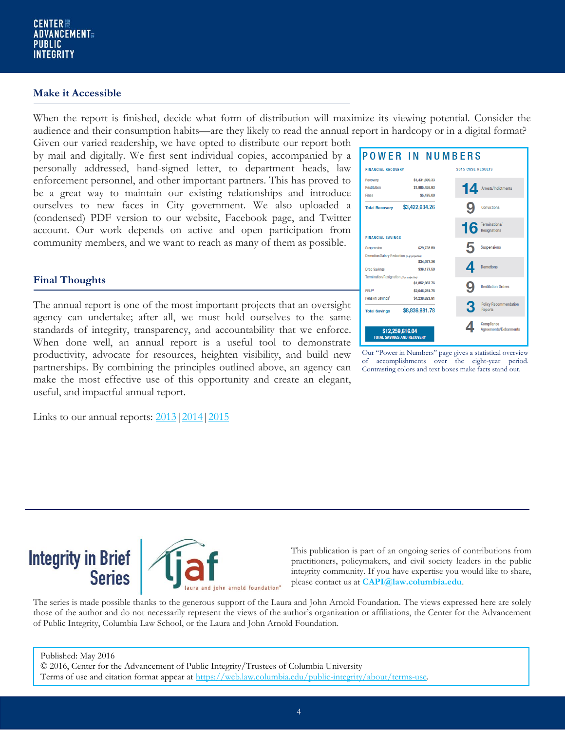## Make it Accessible

When the report is finished, decide what form of distribution will maximize its viewing potential. Consider the audience and their consumption habits—are they likely to read the annual report in hardcopy or in a digital format? Given our varied readership, we have opted to distribute our report both by mail and digitally. We first sent individual copies, accompanied by a personally addressed, hand-signed letter, to department heads, law enforcement personnel, and other important partners. This has proved to be a great way to maintain our existing relationships and introduce ourselves to new faces in City government. We also uploaded a (condensed) PDF version to our website, Facebook page, and Twitter account. Our work depends on active and open participation from community members, and we want to reach as many of them as possible.

POWER IN NUMBERS

FINANCIAL RECOVERY

| | |
|---|---|
| Recovery | $1,431,699.33 |
| Restitution | $1,985,458.93 |
| Fines | $5,476.00 |
| Total Recovery | $3,422,634.26 |

FINANCIAL SAVINGS

| | |
|---|---|
| Suspension | $29,735.60 |
| Demotion/Salary Reduction (2-yr projection) | $34,077.36 |
| Drop Savings | $36,177.60 |
| Termination/Resignation (2-yr projection) | $1,852,087.76 |
| PELP[1] | $2,646,281.75 |
| Pension Savings[2] | $4,238,621.91 |
| Total Savings | $8,836,981.78 |

$12,259,616.04
TOTAL SAVINGS AND RECOVERY

2015 CASE RESULTS

| | |
|---|---|
| 14 | Arrests/Indictments |
| 9 | Convictions |
| 16 | Terminations/Resignations |
| 5 | Suspensions |
| 4 | Demotions |
| 9 | Restitution Orders |
| 3 | Policy Recommendation Reports |
| 4 | Compliance Agreements/Debarments |

Our "Power in Numbers" page gives a statistical overview of accomplishments over the eight-year period. Contrasting colors and text boxes make facts stand out.

## Final Thoughts

The annual report is one of the most important projects that an oversight agency can undertake; after all, we must hold ourselves to the same standards of integrity, transparency, and accountability that we enforce. When done well, an annual report is a useful tool to demonstrate productivity, advocate for resources, heighten visibility, and build new partnerships. By combining the principles outlined above, an agency can make the most effective use of this opportunity and create an elegant, useful, and impactful annual report.

Links to our annual reports: 2013 | 2014 | 2015

---

Integrity in Brief Series | ljaf laura and john arnold foundation

This publication is part of an ongoing series of contributions from practitioners, policymakers, and civil society leaders in the public integrity community. If you have expertise you would like to share, please contact us at **CAPI@law.columbia.edu**.

The series is made possible thanks to the generous support of the Laura and John Arnold Foundation. The views expressed here are solely those of the author and do not necessarily represent the views of the author's organization or affiliations, the Center for the Advancement of Public Integrity, Columbia Law School, or the Laura and John Arnold Foundation.

Published: May 2016
© 2016, Center for the Advancement of Public Integrity/Trustees of Columbia University
Terms of use and citation format appear at https://web.law.columbia.edu/public-integrity/about/terms-use.